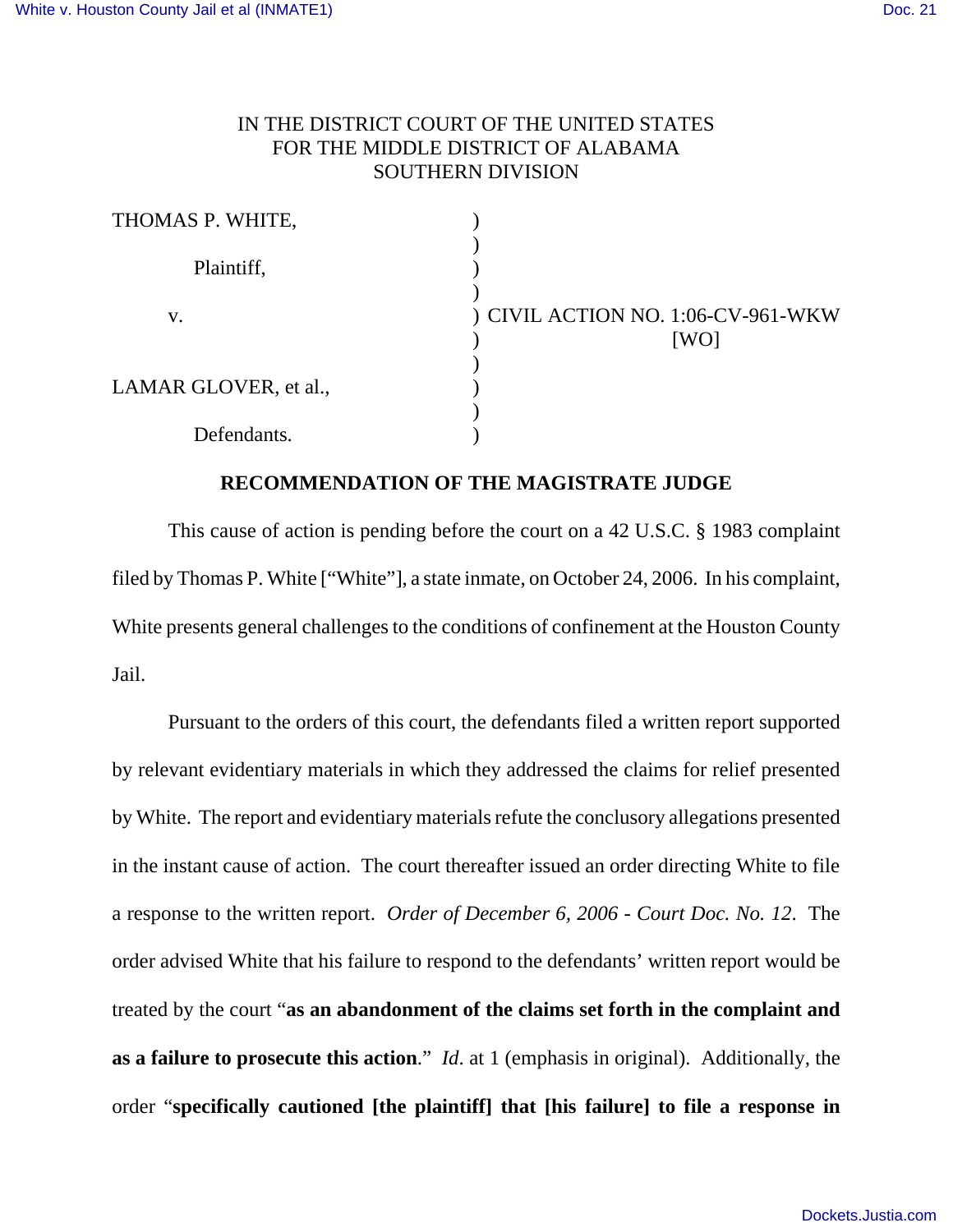IN THE DISTRICT COURT OF THE UNITED STATES
FOR THE MIDDLE DISTRICT OF ALABAMA
SOUTHERN DIVISION

THOMAS P. WHITE,

Plaintiff,

v.

LAMAR GLOVER, et al.,

Defendants.

CIVIL ACTION NO. 1:06-CV-961-WKW
[WO]

**RECOMMENDATION OF THE MAGISTRATE JUDGE**

This cause of action is pending before the court on a 42 U.S.C. § 1983 complaint filed by Thomas P. White ["White"], a state inmate, on October 24, 2006. In his complaint, White presents general challenges to the conditions of confinement at the Houston County Jail.

Pursuant to the orders of this court, the defendants filed a written report supported by relevant evidentiary materials in which they addressed the claims for relief presented by White. The report and evidentiary materials refute the conclusory allegations presented in the instant cause of action. The court thereafter issued an order directing White to file a response to the written report. *Order of December 6, 2006 - Court Doc. No. 12*. The order advised White that his failure to respond to the defendants' written report would be treated by the court "**as an abandonment of the claims set forth in the complaint and as a failure to prosecute this action**." *Id.* at 1 (emphasis in original). Additionally, the order "**specifically cautioned [the plaintiff] that [his failure] to file a response in**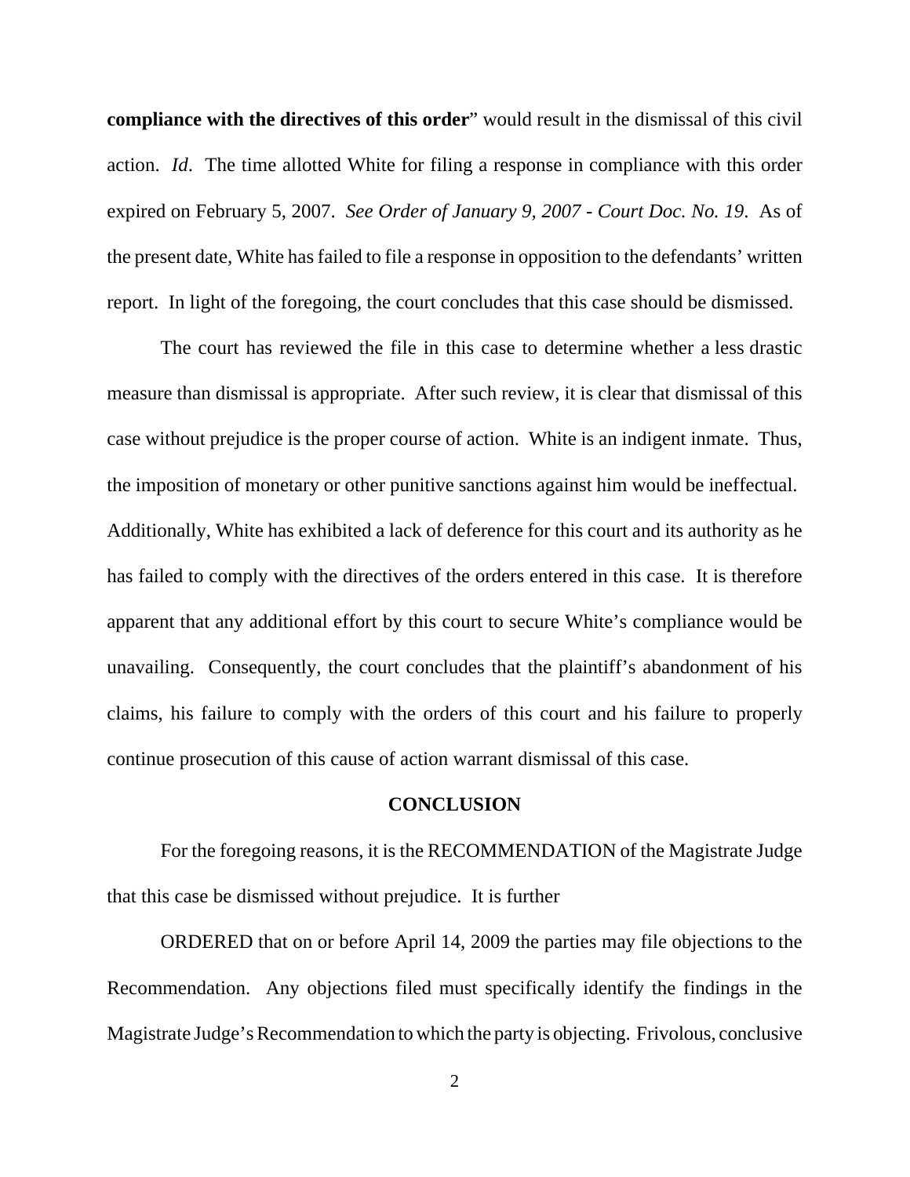**compliance with the directives of this order**" would result in the dismissal of this civil action. *Id*. The time allotted White for filing a response in compliance with this order expired on February 5, 2007. *See Order of January 9, 2007 - Court Doc. No. 19*. As of the present date, White has failed to file a response in opposition to the defendants' written report. In light of the foregoing, the court concludes that this case should be dismissed.

The court has reviewed the file in this case to determine whether a less drastic measure than dismissal is appropriate. After such review, it is clear that dismissal of this case without prejudice is the proper course of action. White is an indigent inmate. Thus, the imposition of monetary or other punitive sanctions against him would be ineffectual. Additionally, White has exhibited a lack of deference for this court and its authority as he has failed to comply with the directives of the orders entered in this case. It is therefore apparent that any additional effort by this court to secure White's compliance would be unavailing. Consequently, the court concludes that the plaintiff's abandonment of his claims, his failure to comply with the orders of this court and his failure to properly continue prosecution of this cause of action warrant dismissal of this case.

## CONCLUSION

For the foregoing reasons, it is the RECOMMENDATION of the Magistrate Judge that this case be dismissed without prejudice. It is further

ORDERED that on or before April 14, 2009 the parties may file objections to the Recommendation. Any objections filed must specifically identify the findings in the Magistrate Judge's Recommendation to which the party is objecting. Frivolous, conclusive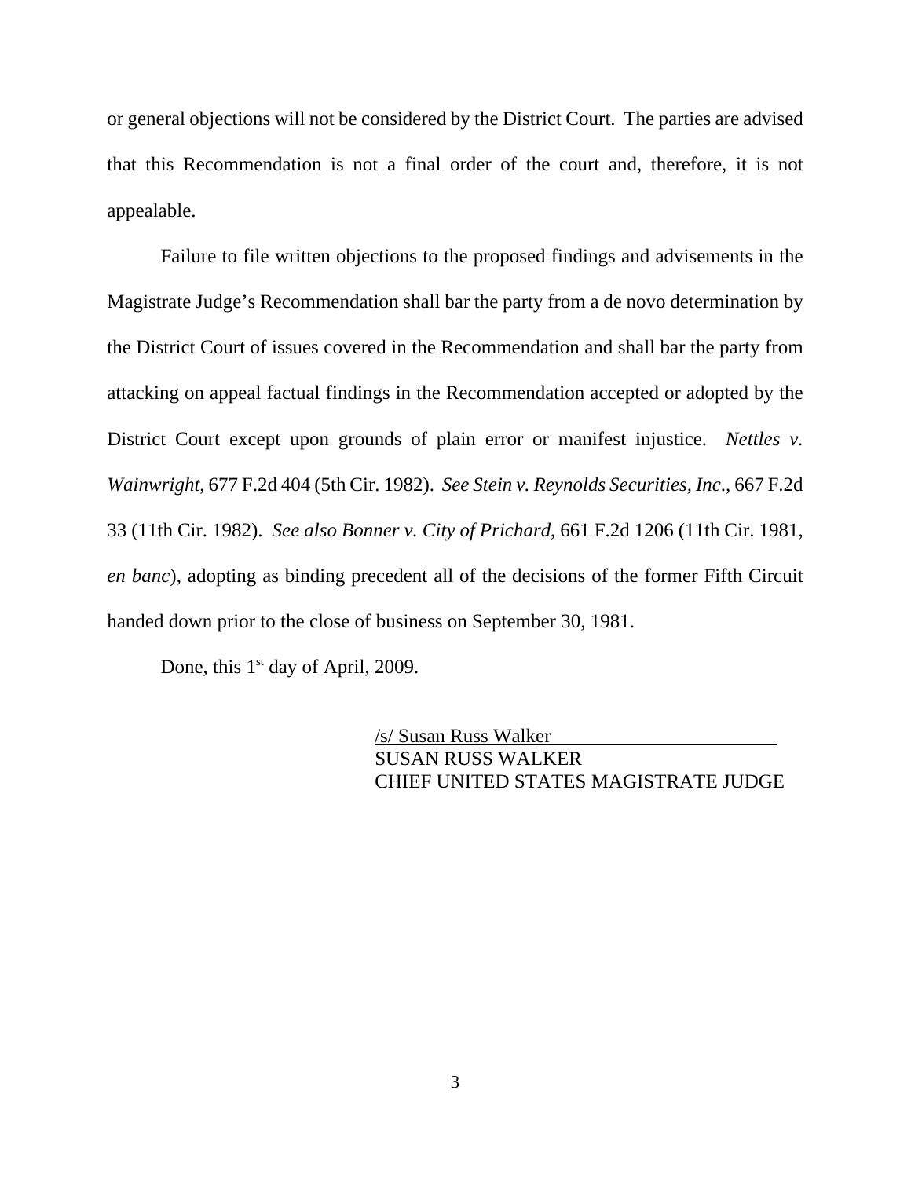or general objections will not be considered by the District Court. The parties are advised that this Recommendation is not a final order of the court and, therefore, it is not appealable.

Failure to file written objections to the proposed findings and advisements in the Magistrate Judge's Recommendation shall bar the party from a de novo determination by the District Court of issues covered in the Recommendation and shall bar the party from attacking on appeal factual findings in the Recommendation accepted or adopted by the District Court except upon grounds of plain error or manifest injustice. *Nettles v. Wainwright*, 677 F.2d 404 (5th Cir. 1982). *See Stein v. Reynolds Securities, Inc*., 667 F.2d 33 (11th Cir. 1982). *See also Bonner v. City of Prichard*, 661 F.2d 1206 (11th Cir. 1981, *en banc*), adopting as binding precedent all of the decisions of the former Fifth Circuit handed down prior to the close of business on September 30, 1981.

Done, this 1st day of April, 2009.

/s/ Susan Russ Walker
SUSAN RUSS WALKER
CHIEF UNITED STATES MAGISTRATE JUDGE